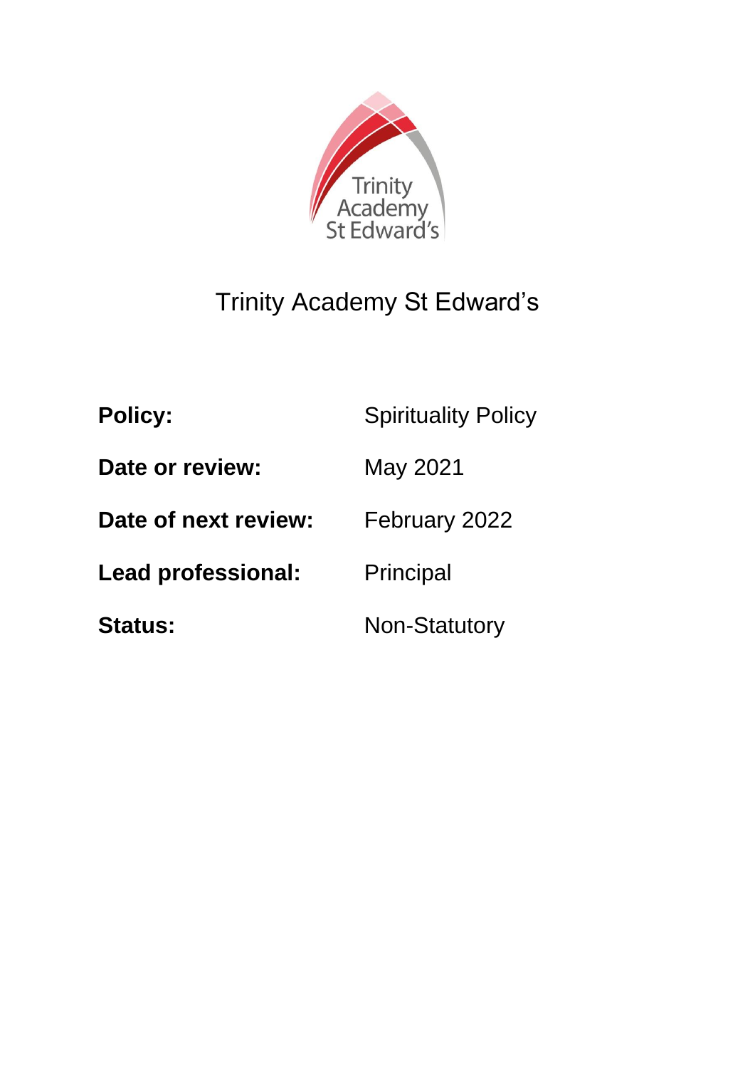Trinity Academy St Edward's

# Trinity Academy St Edward's

| | |
|---|---|
| **Policy:** | Spirituality Policy |
| **Date or review:** | May 2021 |
| **Date of next review:** | February 2022 |
| **Lead professional:** | Principal |
| **Status:** | Non-Statutory |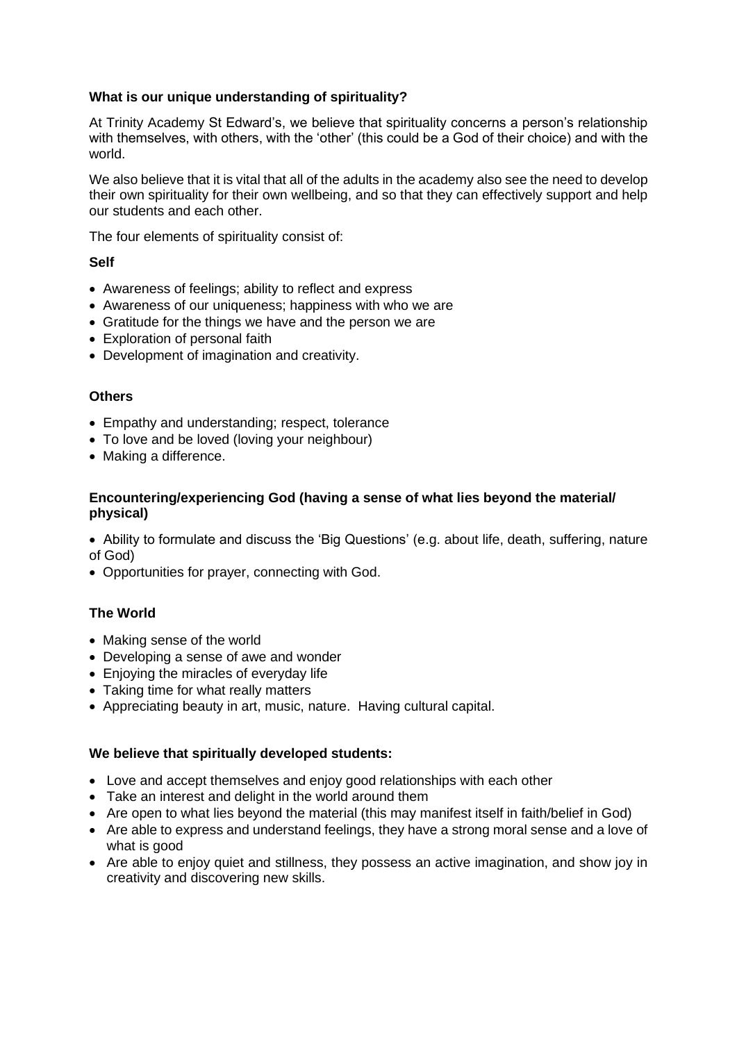**What is our unique understanding of spirituality?**

At Trinity Academy St Edward's, we believe that spirituality concerns a person's relationship with themselves, with others, with the 'other' (this could be a God of their choice) and with the world.

We also believe that it is vital that all of the adults in the academy also see the need to develop their own spirituality for their own wellbeing, and so that they can effectively support and help our students and each other.

The four elements of spirituality consist of:

**Self**

- Awareness of feelings; ability to reflect and express
- Awareness of our uniqueness; happiness with who we are
- Gratitude for the things we have and the person we are
- Exploration of personal faith
- Development of imagination and creativity.

**Others**

- Empathy and understanding; respect, tolerance
- To love and be loved (loving your neighbour)
- Making a difference.

**Encountering/experiencing God (having a sense of what lies beyond the material/ physical)**

- Ability to formulate and discuss the 'Big Questions' (e.g. about life, death, suffering, nature of God)
- Opportunities for prayer, connecting with God.

**The World**

- Making sense of the world
- Developing a sense of awe and wonder
- Enjoying the miracles of everyday life
- Taking time for what really matters
- Appreciating beauty in art, music, nature. Having cultural capital.

**We believe that spiritually developed students:**

- Love and accept themselves and enjoy good relationships with each other
- Take an interest and delight in the world around them
- Are open to what lies beyond the material (this may manifest itself in faith/belief in God)
- Are able to express and understand feelings, they have a strong moral sense and a love of what is good
- Are able to enjoy quiet and stillness, they possess an active imagination, and show joy in creativity and discovering new skills.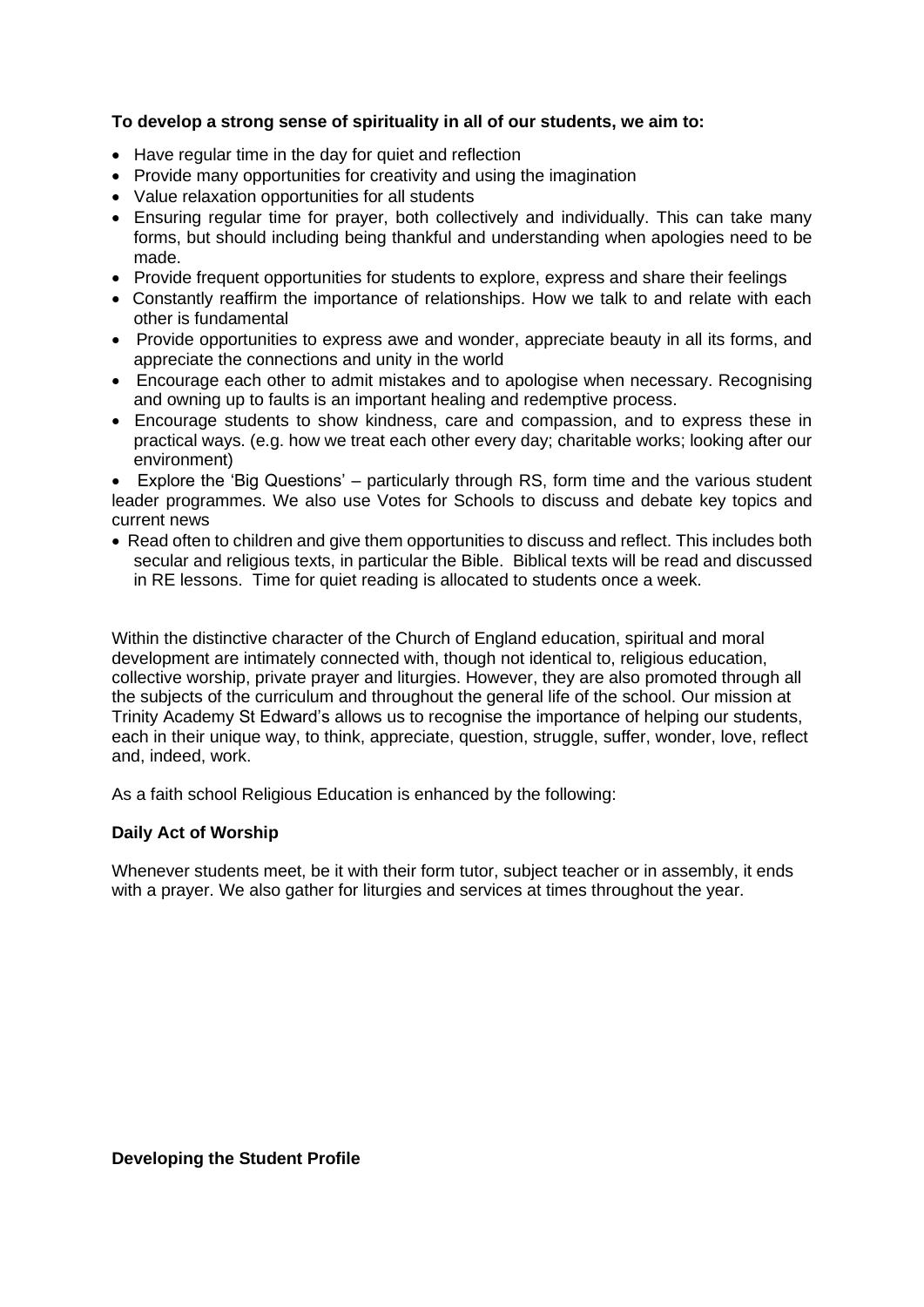**To develop a strong sense of spirituality in all of our students, we aim to:**

- Have regular time in the day for quiet and reflection
- Provide many opportunities for creativity and using the imagination
- Value relaxation opportunities for all students
- Ensuring regular time for prayer, both collectively and individually. This can take many forms, but should including being thankful and understanding when apologies need to be made.
- Provide frequent opportunities for students to explore, express and share their feelings
- Constantly reaffirm the importance of relationships. How we talk to and relate with each other is fundamental
- Provide opportunities to express awe and wonder, appreciate beauty in all its forms, and appreciate the connections and unity in the world
- Encourage each other to admit mistakes and to apologise when necessary. Recognising and owning up to faults is an important healing and redemptive process.
- Encourage students to show kindness, care and compassion, and to express these in practical ways. (e.g. how we treat each other every day; charitable works; looking after our environment)
- Explore the 'Big Questions' – particularly through RS, form time and the various student leader programmes. We also use Votes for Schools to discuss and debate key topics and current news
- Read often to children and give them opportunities to discuss and reflect. This includes both secular and religious texts, in particular the Bible. Biblical texts will be read and discussed in RE lessons. Time for quiet reading is allocated to students once a week.

Within the distinctive character of the Church of England education, spiritual and moral development are intimately connected with, though not identical to, religious education, collective worship, private prayer and liturgies. However, they are also promoted through all the subjects of the curriculum and throughout the general life of the school. Our mission at Trinity Academy St Edward's allows us to recognise the importance of helping our students, each in their unique way, to think, appreciate, question, struggle, suffer, wonder, love, reflect and, indeed, work.

As a faith school Religious Education is enhanced by the following:

**Daily Act of Worship**

Whenever students meet, be it with their form tutor, subject teacher or in assembly, it ends with a prayer. We also gather for liturgies and services at times throughout the year.

**Developing the Student Profile**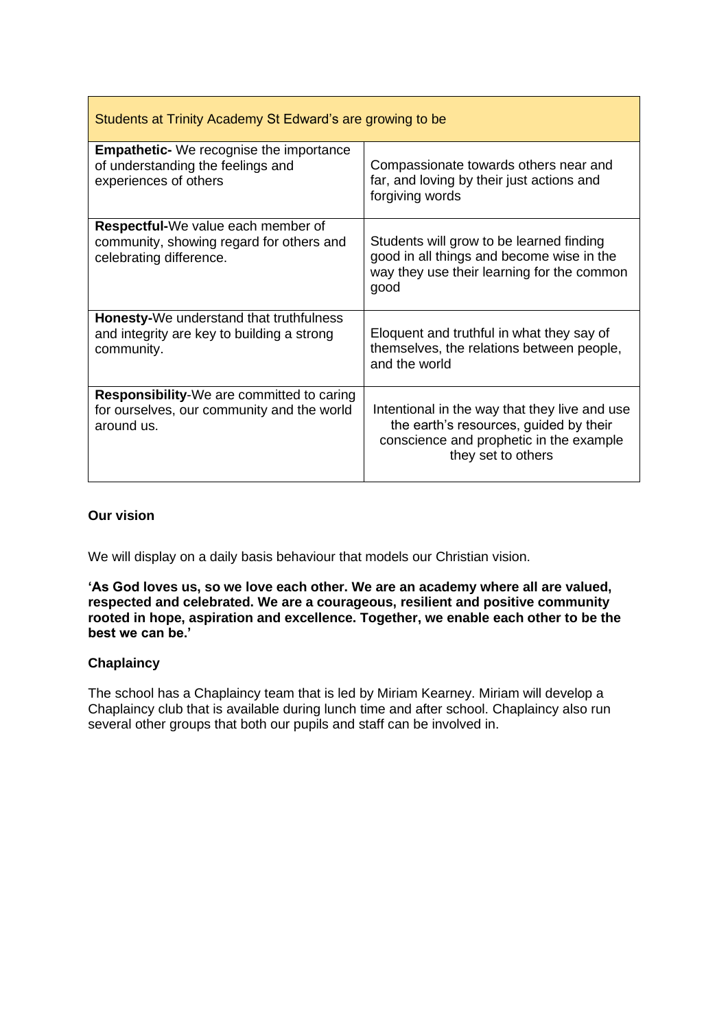| Students at Trinity Academy St Edward's are growing to be | |
|---|---|
| **Empathetic-** We recognise the importance of understanding the feelings and experiences of others | Compassionate towards others near and far, and loving by their just actions and forgiving words |
| **Respectful-**We value each member of community, showing regard for others and celebrating difference. | Students will grow to be learned finding good in all things and become wise in the way they use their learning for the common good |
| **Honesty-**We understand that truthfulness and integrity are key to building a strong community. | Eloquent and truthful in what they say of themselves, the relations between people, and the world |
| **Responsibility**-We are committed to caring for ourselves, our community and the world around us. | Intentional in the way that they live and use the earth's resources, guided by their conscience and prophetic in the example they set to others |

**Our vision**

We will display on a daily basis behaviour that models our Christian vision.

**'As God loves us, so we love each other. We are an academy where all are valued, respected and celebrated. We are a courageous, resilient and positive community rooted in hope, aspiration and excellence. Together, we enable each other to be the best we can be.'**

**Chaplaincy**

The school has a Chaplaincy team that is led by Miriam Kearney. Miriam will develop a Chaplaincy club that is available during lunch time and after school. Chaplaincy also run several other groups that both our pupils and staff can be involved in.